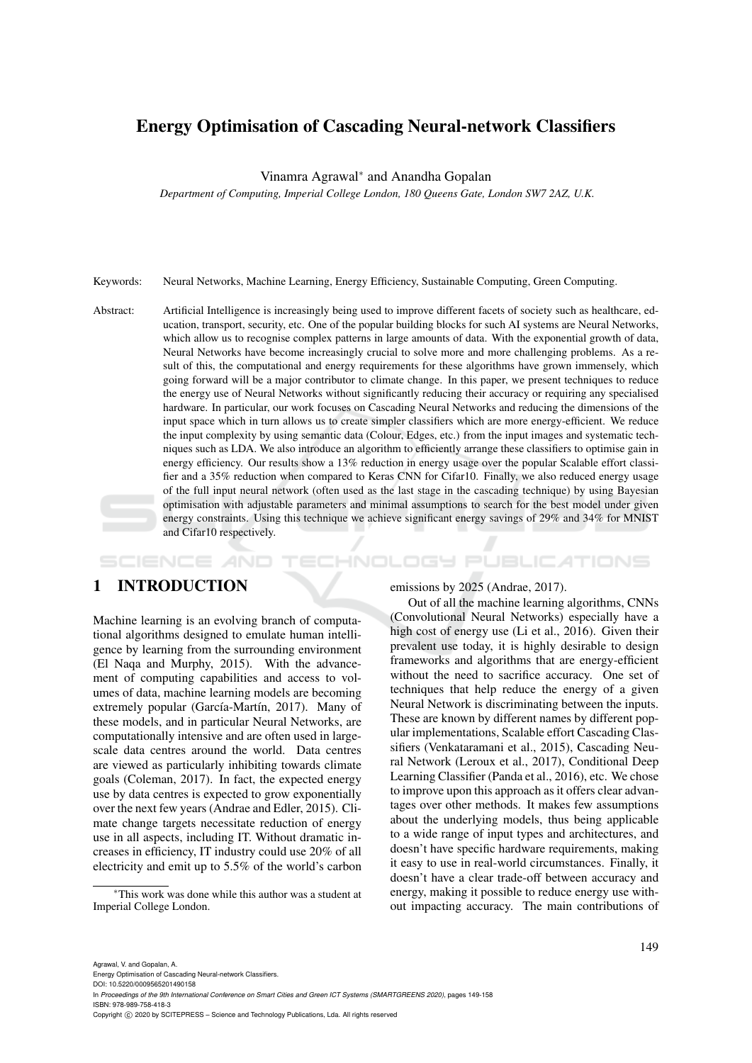# Energy Optimisation of Cascading Neural-network Classifiers

Vinamra Agrawal[*] and Anandha Gopalan

*Department of Computing, Imperial College London, 180 Queens Gate, London SW7 2AZ, U.K.*

Keywords: Neural Networks, Machine Learning, Energy Efficiency, Sustainable Computing, Green Computing.

Abstract: Artificial Intelligence is increasingly being used to improve different facets of society such as healthcare, education, transport, security, etc. One of the popular building blocks for such AI systems are Neural Networks, which allow us to recognise complex patterns in large amounts of data. With the exponential growth of data, Neural Networks have become increasingly crucial to solve more and more challenging problems. As a result of this, the computational and energy requirements for these algorithms have grown immensely, which going forward will be a major contributor to climate change. In this paper, we present techniques to reduce the energy use of Neural Networks without significantly reducing their accuracy or requiring any specialised hardware. In particular, our work focuses on Cascading Neural Networks and reducing the dimensions of the input space which in turn allows us to create simpler classifiers which are more energy-efficient. We reduce the input complexity by using semantic data (Colour, Edges, etc.) from the input images and systematic techniques such as LDA. We also introduce an algorithm to efficiently arrange these classifiers to optimise gain in energy efficiency. Our results show a 13% reduction in energy usage over the popular Scalable effort classifier and a 35% reduction when compared to Keras CNN for Cifar10. Finally, we also reduced energy usage of the full input neural network (often used as the last stage in the cascading technique) by using Bayesian optimisation with adjustable parameters and minimal assumptions to search for the best model under given energy constraints. Using this technique we achieve significant energy savings of 29% and 34% for MNIST and Cifar10 respectively.

## 1 INTRODUCTION

Machine learning is an evolving branch of computational algorithms designed to emulate human intelligence by learning from the surrounding environment (El Naqa and Murphy, 2015). With the advancement of computing capabilities and access to volumes of data, machine learning models are becoming extremely popular (García-Martín, 2017). Many of these models, and in particular Neural Networks, are computationally intensive and are often used in large-scale data centres around the world. Data centres are viewed as particularly inhibiting towards climate goals (Coleman, 2017). In fact, the expected energy use by data centres is expected to grow exponentially over the next few years (Andrae and Edler, 2015). Climate change targets necessitate reduction of energy use in all aspects, including IT. Without dramatic increases in efficiency, IT industry could use 20% of all electricity and emit up to 5.5% of the world's carbon emissions by 2025 (Andrae, 2017).

Out of all the machine learning algorithms, CNNs (Convolutional Neural Networks) especially have a high cost of energy use (Li et al., 2016). Given their prevalent use today, it is highly desirable to design frameworks and algorithms that are energy-efficient without the need to sacrifice accuracy. One set of techniques that help reduce the energy of a given Neural Network is discriminating between the inputs. These are known by different names by different popular implementations, Scalable effort Cascading Classifiers (Venkataramani et al., 2015), Cascading Neural Network (Leroux et al., 2017), Conditional Deep Learning Classifier (Panda et al., 2016), etc. We chose to improve upon this approach as it offers clear advantages over other methods. It makes few assumptions about the underlying models, thus being applicable to a wide range of input types and architectures, and doesn't have specific hardware requirements, making it easy to use in real-world circumstances. Finally, it doesn't have a clear trade-off between accuracy and energy, making it possible to reduce energy use without impacting accuracy. The main contributions of

[*]This work was done while this author was a student at Imperial College London.

Agrawal, V. and Gopalan, A.
Energy Optimisation of Cascading Neural-network Classifiers.
DOI: 10.5220/0009565201490158
In *Proceedings of the 9th International Conference on Smart Cities and Green ICT Systems (SMARTGREENS 2020)*, pages 149-158
ISBN: 978-989-758-418-3
Copyright © 2020 by SCITEPRESS – Science and Technology Publications, Lda. All rights reserved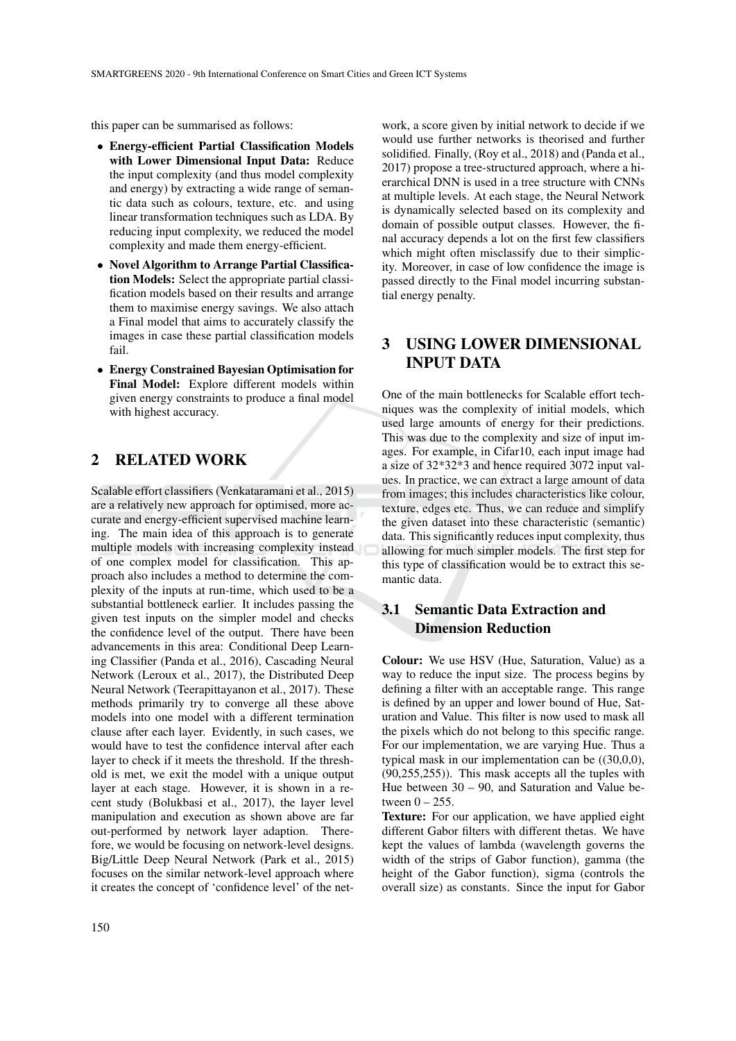this paper can be summarised as follows:

- **Energy-efficient Partial Classification Models with Lower Dimensional Input Data:** Reduce the input complexity (and thus model complexity and energy) by extracting a wide range of semantic data such as colours, texture, etc. and using linear transformation techniques such as LDA. By reducing input complexity, we reduced the model complexity and made them energy-efficient.
- **Novel Algorithm to Arrange Partial Classification Models:** Select the appropriate partial classification models based on their results and arrange them to maximise energy savings. We also attach a Final model that aims to accurately classify the images in case these partial classification models fail.
- **Energy Constrained Bayesian Optimisation for Final Model:** Explore different models within given energy constraints to produce a final model with highest accuracy.

## 2 RELATED WORK

Scalable effort classifiers (Venkataramani et al., 2015) are a relatively new approach for optimised, more accurate and energy-efficient supervised machine learning. The main idea of this approach is to generate multiple models with increasing complexity instead of one complex model for classification. This approach also includes a method to determine the complexity of the inputs at run-time, which used to be a substantial bottleneck earlier. It includes passing the given test inputs on the simpler model and checks the confidence level of the output. There have been advancements in this area: Conditional Deep Learning Classifier (Panda et al., 2016), Cascading Neural Network (Leroux et al., 2017), the Distributed Deep Neural Network (Teerapittayanon et al., 2017). These methods primarily try to converge all these above models into one model with a different termination clause after each layer. Evidently, in such cases, we would have to test the confidence interval after each layer to check if it meets the threshold. If the threshold is met, we exit the model with a unique output layer at each stage. However, it is shown in a recent study (Bolukbasi et al., 2017), the layer level manipulation and execution as shown above are far out-performed by network layer adaption. Therefore, we would be focusing on network-level designs. Big/Little Deep Neural Network (Park et al., 2015) focuses on the similar network-level approach where it creates the concept of 'confidence level' of the network, a score given by initial network to decide if we would use further networks is theorised and further solidified. Finally, (Roy et al., 2018) and (Panda et al., 2017) propose a tree-structured approach, where a hierarchical DNN is used in a tree structure with CNNs at multiple levels. At each stage, the Neural Network is dynamically selected based on its complexity and domain of possible output classes. However, the final accuracy depends a lot on the first few classifiers which might often misclassify due to their simplicity. Moreover, in case of low confidence the image is passed directly to the Final model incurring substantial energy penalty.

## 3 USING LOWER DIMENSIONAL INPUT DATA

One of the main bottlenecks for Scalable effort techniques was the complexity of initial models, which used large amounts of energy for their predictions. This was due to the complexity and size of input images. For example, in Cifar10, each input image had a size of 32*32*3 and hence required 3072 input values. In practice, we can extract a large amount of data from images; this includes characteristics like colour, texture, edges etc. Thus, we can reduce and simplify the given dataset into these characteristic (semantic) data. This significantly reduces input complexity, thus allowing for much simpler models. The first step for this type of classification would be to extract this semantic data.

### 3.1 Semantic Data Extraction and Dimension Reduction

**Colour:** We use HSV (Hue, Saturation, Value) as a way to reduce the input size. The process begins by defining a filter with an acceptable range. This range is defined by an upper and lower bound of Hue, Saturation and Value. This filter is now used to mask all the pixels which do not belong to this specific range. For our implementation, we are varying Hue. Thus a typical mask in our implementation can be ((30,0,0), (90,255,255)). This mask accepts all the tuples with Hue between 30 – 90, and Saturation and Value between 0 – 255.

**Texture:** For our application, we have applied eight different Gabor filters with different thetas. We have kept the values of lambda (wavelength governs the width of the strips of Gabor function), gamma (the height of the Gabor function), sigma (controls the overall size) as constants. Since the input for Gabor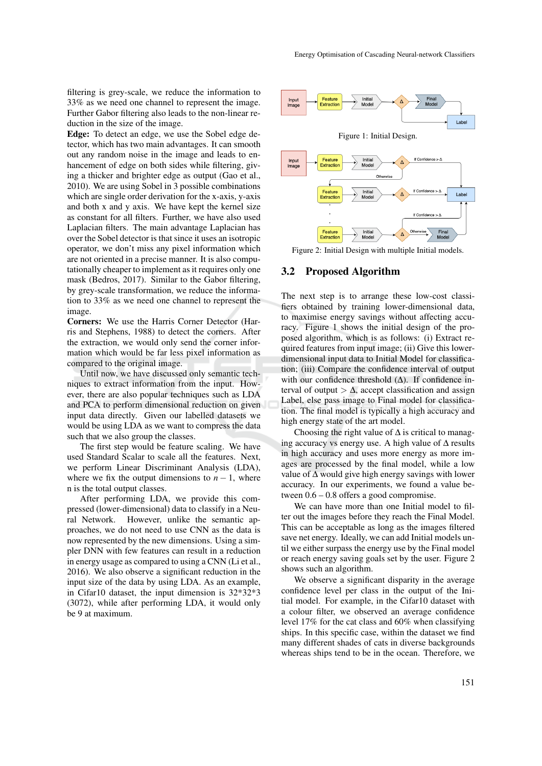filtering is grey-scale, we reduce the information to 33% as we need one channel to represent the image. Further Gabor filtering also leads to the non-linear reduction in the size of the image.

**Edge:** To detect an edge, we use the Sobel edge detector, which has two main advantages. It can smooth out any random noise in the image and leads to enhancement of edge on both sides while filtering, giving a thicker and brighter edge as output (Gao et al., 2010). We are using Sobel in 3 possible combinations which are single order derivation for the x-axis, y-axis and both x and y axis. We have kept the kernel size as constant for all filters. Further, we have also used Laplacian filters. The main advantage Laplacian has over the Sobel detector is that since it uses an isotropic operator, we don't miss any pixel information which are not oriented in a precise manner. It is also computationally cheaper to implement as it requires only one mask (Bedros, 2017). Similar to the Gabor filtering, by grey-scale transformation, we reduce the information to 33% as we need one channel to represent the image.

**Corners:** We use the Harris Corner Detector (Harris and Stephens, 1988) to detect the corners. After the extraction, we would only send the corner information which would be far less pixel information as compared to the original image.

Until now, we have discussed only semantic techniques to extract information from the input. However, there are also popular techniques such as LDA and PCA to perform dimensional reduction on given input data directly. Given our labelled datasets we would be using LDA as we want to compress the data such that we also group the classes.

The first step would be feature scaling. We have used Standard Scalar to scale all the features. Next, we perform Linear Discriminant Analysis (LDA), where we fix the output dimensions to $n-1$, where n is the total output classes.

After performing LDA, we provide this compressed (lower-dimensional) data to classify in a Neural Network. However, unlike the semantic approaches, we do not need to use CNN as the data is now represented by the new dimensions. Using a simpler DNN with few features can result in a reduction in energy usage as compared to using a CNN (Li et al., 2016). We also observe a significant reduction in the input size of the data by using LDA. As an example, in Cifar10 dataset, the input dimension is 32\*32\*3 (3072), while after performing LDA, it would only be 9 at maximum.

Figure 1: Initial Design.

Figure 2: Initial Design with multiple Initial models.

## 3.2 Proposed Algorithm

The next step is to arrange these low-cost classifiers obtained by training lower-dimensional data, to maximise energy savings without affecting accuracy. Figure 1 shows the initial design of the proposed algorithm, which is as follows: (i) Extract required features from input image; (ii) Give this lower-dimensional input data to Initial Model for classification; (iii) Compare the confidence interval of output with our confidence threshold ($\Delta$). If confidence interval of output $> \Delta$, accept classification and assign Label, else pass image to Final model for classification. The final model is typically a high accuracy and high energy state of the art model.

Choosing the right value of $\Delta$ is critical to managing accuracy vs energy use. A high value of $\Delta$ results in high accuracy and uses more energy as more images are processed by the final model, while a low value of $\Delta$ would give high energy savings with lower accuracy. In our experiments, we found a value between 0.6 – 0.8 offers a good compromise.

We can have more than one Initial model to filter out the images before they reach the Final Model. This can be acceptable as long as the images filtered save net energy. Ideally, we can add Initial models until we either surpass the energy use by the Final model or reach energy saving goals set by the user. Figure 2 shows such an algorithm.

We observe a significant disparity in the average confidence level per class in the output of the Initial model. For example, in the Cifar10 dataset with a colour filter, we observed an average confidence level 17% for the cat class and 60% when classifying ships. In this specific case, within the dataset we find many different shades of cats in diverse backgrounds whereas ships tend to be in the ocean. Therefore, we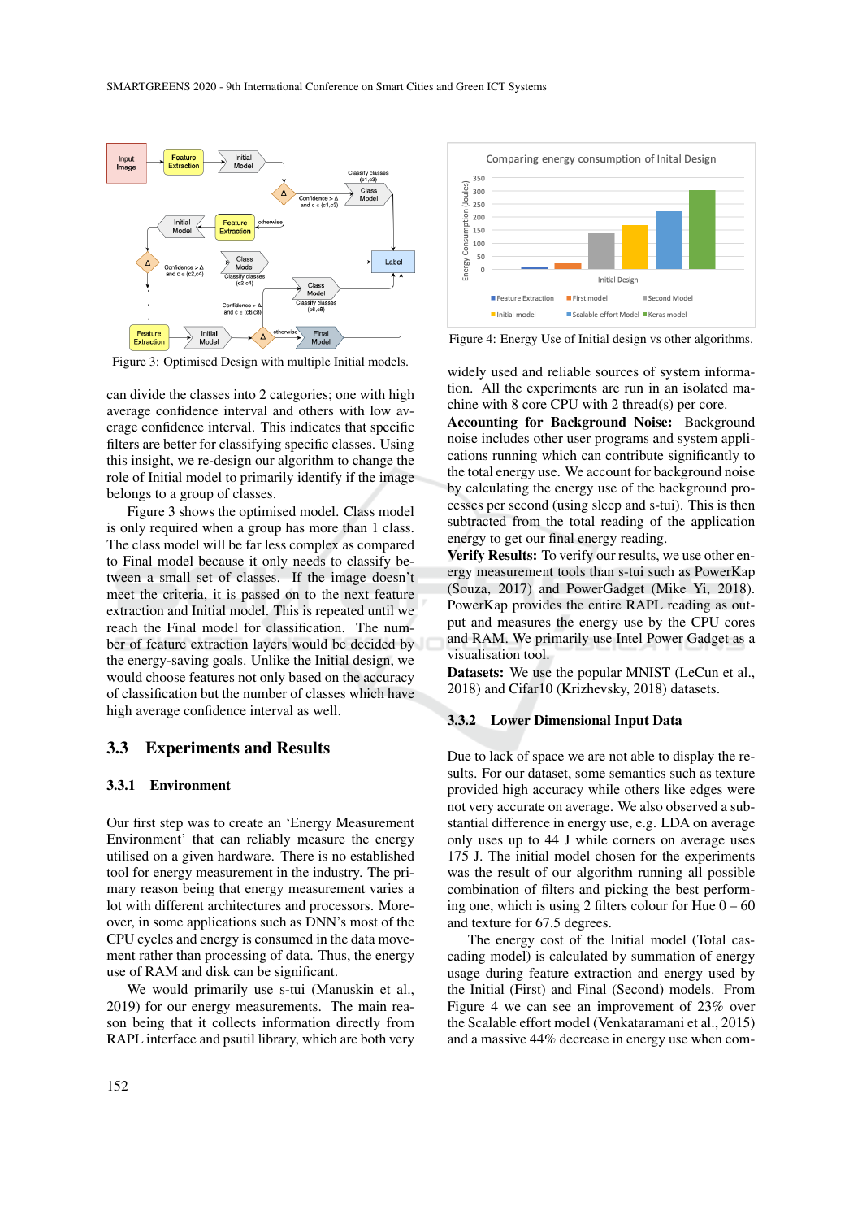Figure 3: Optimised Design with multiple Initial models.

can divide the classes into 2 categories; one with high average confidence interval and others with low average confidence interval. This indicates that specific filters are better for classifying specific classes. Using this insight, we re-design our algorithm to change the role of Initial model to primarily identify if the image belongs to a group of classes.

Figure 3 shows the optimised model. Class model is only required when a group has more than 1 class. The class model will be far less complex as compared to Final model because it only needs to classify between a small set of classes. If the image doesn't meet the criteria, it is passed on to the next feature extraction and Initial model. This is repeated until we reach the Final model for classification. The number of feature extraction layers would be decided by the energy-saving goals. Unlike the Initial design, we would choose features not only based on the accuracy of classification but the number of classes which have high average confidence interval as well.

## 3.3 Experiments and Results

### 3.3.1 Environment

Our first step was to create an 'Energy Measurement Environment' that can reliably measure the energy utilised on a given hardware. There is no established tool for energy measurement in the industry. The primary reason being that energy measurement varies a lot with different architectures and processors. Moreover, in some applications such as DNN's most of the CPU cycles and energy is consumed in the data movement rather than processing of data. Thus, the energy use of RAM and disk can be significant.

We would primarily use s-tui (Manuskin et al., 2019) for our energy measurements. The main reason being that it collects information directly from RAPL interface and psutil library, which are both very widely used and reliable sources of system information. All the experiments are run in an isolated machine with 8 core CPU with 2 thread(s) per core.

**Accounting for Background Noise:** Background noise includes other user programs and system applications running which can contribute significantly to the total energy use. We account for background noise by calculating the energy use of the background processes per second (using sleep and s-tui). This is then subtracted from the total reading of the application energy to get our final energy reading.

**Verify Results:** To verify our results, we use other energy measurement tools than s-tui such as PowerKap (Souza, 2017) and PowerGadget (Mike Yi, 2018). PowerKap provides the entire RAPL reading as output and measures the energy use by the CPU cores and RAM. We primarily use Intel Power Gadget as a visualisation tool.

**Datasets:** We use the popular MNIST (LeCun et al., 2018) and Cifar10 (Krizhevsky, 2018) datasets.

Figure 4: Energy Use of Initial design vs other algorithms.

### 3.3.2 Lower Dimensional Input Data

Due to lack of space we are not able to display the results. For our dataset, some semantics such as texture provided high accuracy while others like edges were not very accurate on average. We also observed a substantial difference in energy use, e.g. LDA on average only uses up to 44 J while corners on average uses 175 J. The initial model chosen for the experiments was the result of our algorithm running all possible combination of filters and picking the best performing one, which is using 2 filters colour for Hue 0 – 60 and texture for 67.5 degrees.

The energy cost of the Initial model (Total cascading model) is calculated by summation of energy usage during feature extraction and energy used by the Initial (First) and Final (Second) models. From Figure 4 we can see an improvement of 23% over the Scalable effort model (Venkataramani et al., 2015) and a massive 44% decrease in energy use when com-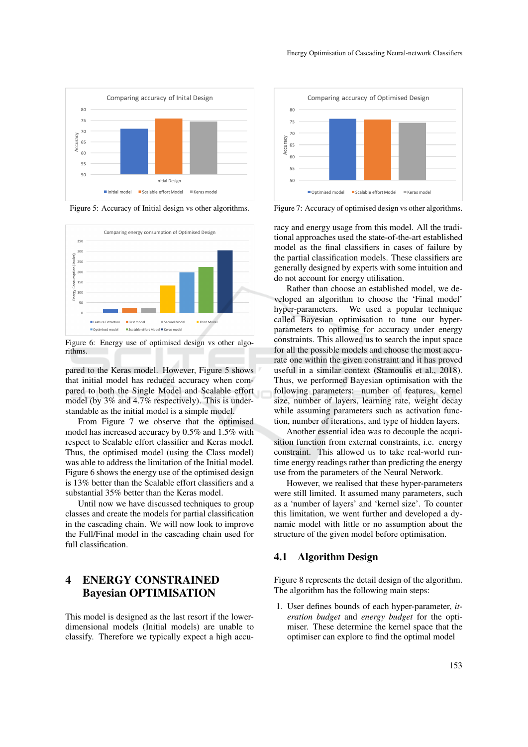Figure 5: Accuracy of Initial design vs other algorithms.

Figure 6: Energy use of optimised design vs other algorithms.

pared to the Keras model. However, Figure 5 shows that initial model has reduced accuracy when compared to both the Single Model and Scalable effort model (by 3% and 4.7% respectively). This is understandable as the initial model is a simple model.

From Figure 7 we observe that the optimised model has increased accuracy by 0.5% and 1.5% with respect to Scalable effort classifier and Keras model. Thus, the optimised model (using the Class model) was able to address the limitation of the Initial model. Figure 6 shows the energy use of the optimised design is 13% better than the Scalable effort classifiers and a substantial 35% better than the Keras model.

Until now we have discussed techniques to group classes and create the models for partial classification in the cascading chain. We will now look to improve the Full/Final model in the cascading chain used for full classification.

# 4 ENERGY CONSTRAINED Bayesian OPTIMISATION

This model is designed as the last resort if the lower-dimensional models (Initial models) are unable to classify. Therefore we typically expect a high accuracy and energy usage from this model. All the traditional approaches used the state-of-the-art established model as the final classifiers in cases of failure by the partial classification models. These classifiers are generally designed by experts with some intuition and do not account for energy utilisation.

Figure 7: Accuracy of optimised design vs other algorithms.

Rather than choose an established model, we developed an algorithm to choose the 'Final model' hyper-parameters. We used a popular technique called Bayesian optimisation to tune our hyper-parameters to optimise for accuracy under energy constraints. This allowed us to search the input space for all the possible models and choose the most accurate one within the given constraint and it has proved useful in a similar context (Stamoulis et al., 2018). Thus, we performed Bayesian optimisation with the following parameters: number of features, kernel size, number of layers, learning rate, weight decay while assuming parameters such as activation function, number of iterations, and type of hidden layers.

Another essential idea was to decouple the acquisition function from external constraints, i.e. energy constraint. This allowed us to take real-world run-time energy readings rather than predicting the energy use from the parameters of the Neural Network.

However, we realised that these hyper-parameters were still limited. It assumed many parameters, such as a 'number of layers' and 'kernel size'. To counter this limitation, we went further and developed a dynamic model with little or no assumption about the structure of the given model before optimisation.

## 4.1 Algorithm Design

Figure 8 represents the detail design of the algorithm. The algorithm has the following main steps:

1. User defines bounds of each hyper-parameter, *iteration budget* and *energy budget* for the optimiser. These determine the kernel space that the optimiser can explore to find the optimal model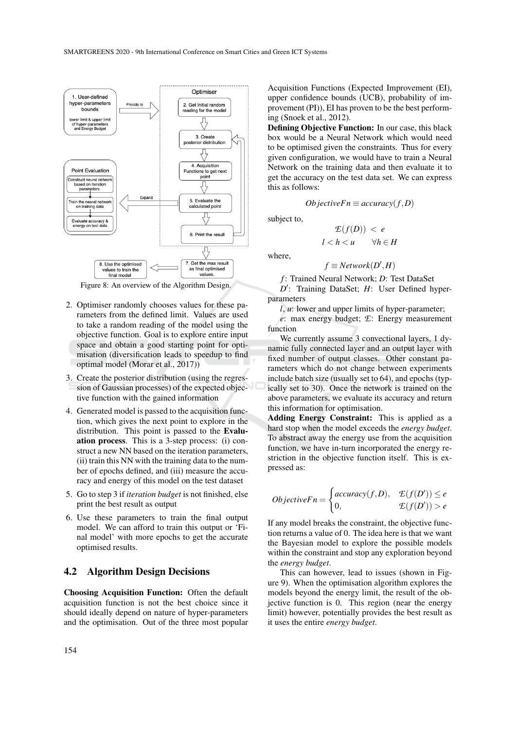Figure 8: An overview of the Algorithm Design.

2. Optimiser randomly chooses values for these parameters from the defined limit. Values are used to take a random reading of the model using the objective function. Goal is to explore entire input space and obtain a good starting point for optimisation (diversification leads to speedup to find optimal model (Morar et al., 2017))
3. Create the posterior distribution (using the regression of Gaussian processes) of the expected objective function with the gained information
4. Generated model is passed to the acquisition function, which gives the next point to explore in the distribution. This point is passed to the **Evaluation process**. This is a 3-step process: (i) construct a new NN based on the iteration parameters, (ii) train this NN with the training data to the number of epochs defined, and (iii) measure the accuracy and energy of this model on the test dataset
5. Go to step 3 if *iteration budget* is not finished, else print the best result as output
6. Use these parameters to train the final output model. We can afford to train this output or 'Final model' with more epochs to get the accurate optimised results.

## 4.2 Algorithm Design Decisions

**Choosing Acquisition Function:** Often the default acquisition function is not the best choice since it should ideally depend on nature of hyper-parameters and the optimisation. Out of the three most popular Acquisition Functions (Expected Improvement (EI), upper confidence bounds (UCB), probability of improvement (PI)), EI has proven to be the best performing (Snoek et al., 2012).

**Defining Objective Function:** In our case, this black box would be a Neural Network which would need to be optimised given the constraints. Thus for every given configuration, we would have to train a Neural Network on the training data and then evaluate it to get the accuracy on the test data set. We can express this as follows:

$$ObjectiveFn \equiv accuracy(f, D)$$

subject to,

$$\mathcal{E}(f(D)) < e$$

$$l < h < u \qquad \forall h \in H$$

where,

$$f \equiv Network(D', H)$$

$f$: Trained Neural Network; $D$: Test DataSet

$D'$: Training DataSet; $H$: User Defined hyper-parameters

$l$, $u$: lower and upper limits of hyper-parameter;

$e$: max energy budget; $\mathcal{E}$: Energy measurement function

We currently assume 3 convectional layers, 1 dynamic fully connected layer and an output layer with fixed number of output classes. Other constant parameters which do not change between experiments include batch size (usually set to 64), and epochs (typically set to 30). Once the network is trained on the above parameters, we evaluate its accuracy and return this information for optimisation.

**Adding Energy Constraint:** This is applied as a hard stop when the model exceeds the *energy budget*. To abstract away the energy use from the acquisition function, we have in-turn incorporated the energy restriction in the objective function itself. This is expressed as:

$$ObjectiveFn = \begin{cases} accuracy(f, D), & \mathcal{E}(f(D')) \leq e \\ 0, & \mathcal{E}(f(D')) > e \end{cases}$$

If any model breaks the constraint, the objective function returns a value of 0. The idea here is that we want the Bayesian model to explore the possible models within the constraint and stop any exploration beyond the *energy budget*.

This can however, lead to issues (shown in Figure 9). When the optimisation algorithm explores the models beyond the energy limit, the result of the objective function is 0. This region (near the energy limit) however, potentially provides the best result as it uses the entire *energy budget*.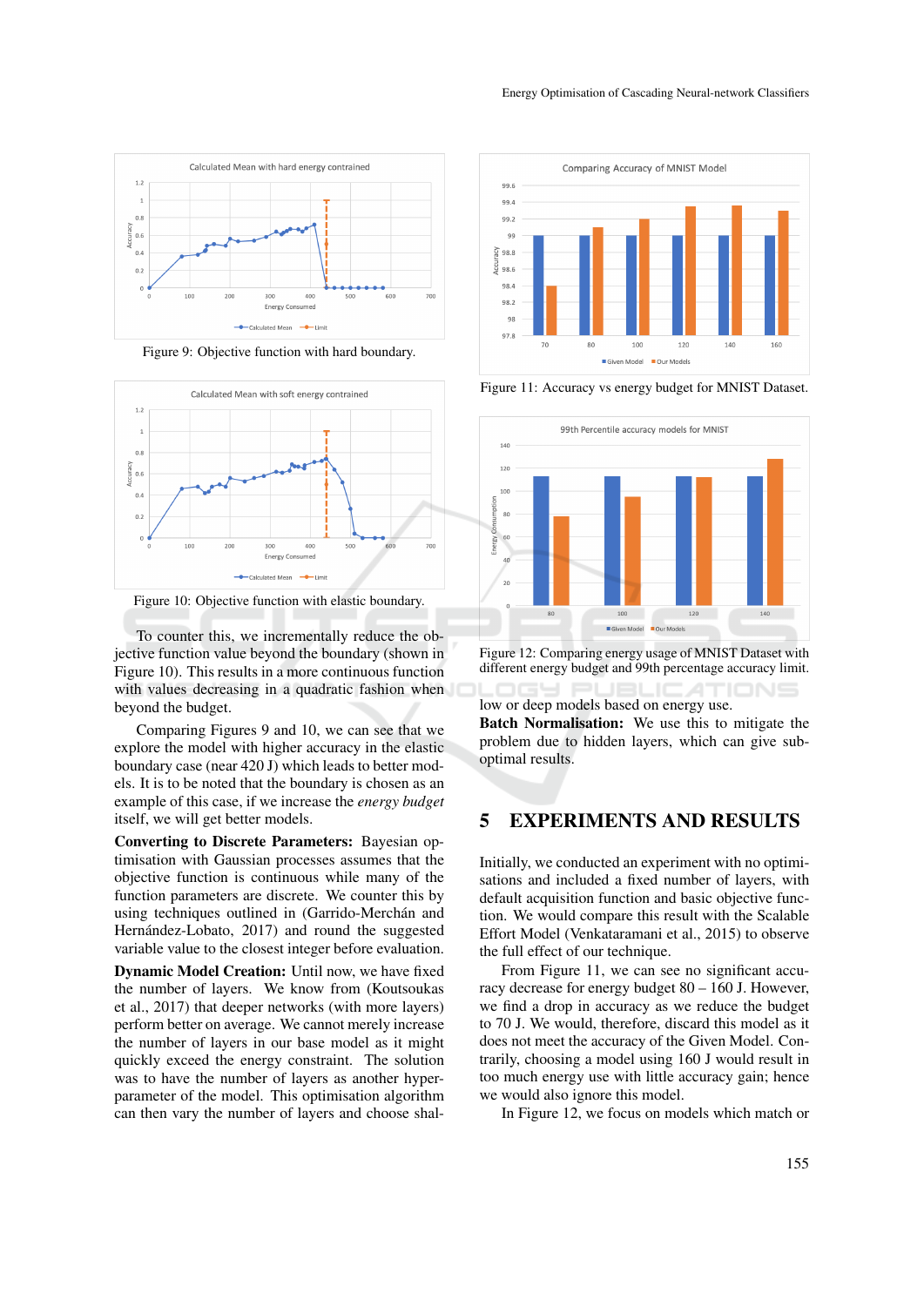Figure 9: Objective function with hard boundary.

Figure 10: Objective function with elastic boundary.

To counter this, we incrementally reduce the objective function value beyond the boundary (shown in Figure 10). This results in a more continuous function with values decreasing in a quadratic fashion when beyond the budget.

Comparing Figures 9 and 10, we can see that we explore the model with higher accuracy in the elastic boundary case (near 420 J) which leads to better models. It is to be noted that the boundary is chosen as an example of this case, if we increase the *energy budget* itself, we will get better models.

**Converting to Discrete Parameters:** Bayesian optimisation with Gaussian processes assumes that the objective function is continuous while many of the function parameters are discrete. We counter this by using techniques outlined in (Garrido-Merchán and Hernández-Lobato, 2017) and round the suggested variable value to the closest integer before evaluation.

**Dynamic Model Creation:** Until now, we have fixed the number of layers. We know from (Koutsoukas et al., 2017) that deeper networks (with more layers) perform better on average. We cannot merely increase the number of layers in our base model as it might quickly exceed the energy constraint. The solution was to have the number of layers as another hyper-parameter of the model. This optimisation algorithm can then vary the number of layers and choose shallow or deep models based on energy use.

**Batch Normalisation:** We use this to mitigate the problem due to hidden layers, which can give sub-optimal results.

Figure 11: Accuracy vs energy budget for MNIST Dataset.

Figure 12: Comparing energy usage of MNIST Dataset with different energy budget and 99th percentage accuracy limit.

## 5 EXPERIMENTS AND RESULTS

Initially, we conducted an experiment with no optimisations and included a fixed number of layers, with default acquisition function and basic objective function. We would compare this result with the Scalable Effort Model (Venkataramani et al., 2015) to observe the full effect of our technique.

From Figure 11, we can see no significant accuracy decrease for energy budget 80 – 160 J. However, we find a drop in accuracy as we reduce the budget to 70 J. We would, therefore, discard this model as it does not meet the accuracy of the Given Model. Contrarily, choosing a model using 160 J would result in too much energy use with little accuracy gain; hence we would also ignore this model.

In Figure 12, we focus on models which match or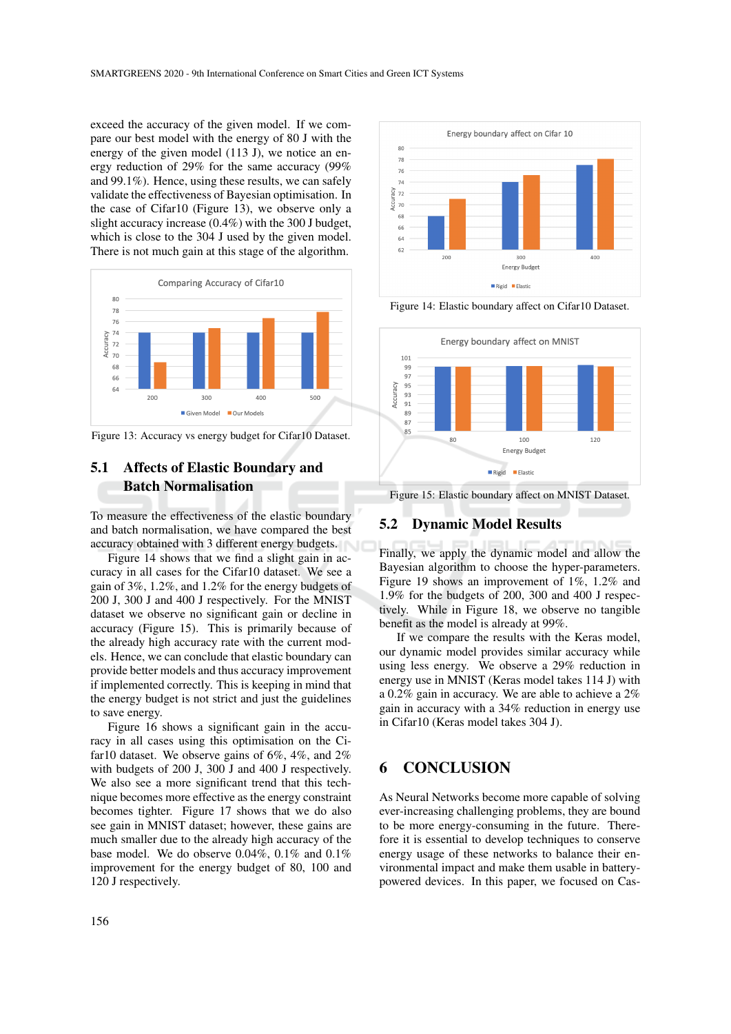exceed the accuracy of the given model. If we compare our best model with the energy of 80 J with the energy of the given model (113 J), we notice an energy reduction of 29% for the same accuracy (99% and 99.1%). Hence, using these results, we can safely validate the effectiveness of Bayesian optimisation. In the case of Cifar10 (Figure 13), we observe only a slight accuracy increase (0.4%) with the 300 J budget, which is close to the 304 J used by the given model. There is not much gain at this stage of the algorithm.

Figure 13: Accuracy vs energy budget for Cifar10 Dataset.

### 5.1 Affects of Elastic Boundary and Batch Normalisation

To measure the effectiveness of the elastic boundary and batch normalisation, we have compared the best accuracy obtained with 3 different energy budgets.

Figure 14 shows that we find a slight gain in accuracy in all cases for the Cifar10 dataset. We see a gain of 3%, 1.2%, and 1.2% for the energy budgets of 200 J, 300 J and 400 J respectively. For the MNIST dataset we observe no significant gain or decline in accuracy (Figure 15). This is primarily because of the already high accuracy rate with the current models. Hence, we can conclude that elastic boundary can provide better models and thus accuracy improvement if implemented correctly. This is keeping in mind that the energy budget is not strict and just the guidelines to save energy.

Figure 16 shows a significant gain in the accuracy in all cases using this optimisation on the Cifar10 dataset. We observe gains of 6%, 4%, and 2% with budgets of 200 J, 300 J and 400 J respectively. We also see a more significant trend that this technique becomes more effective as the energy constraint becomes tighter. Figure 17 shows that we do also see gain in MNIST dataset; however, these gains are much smaller due to the already high accuracy of the base model. We do observe 0.04%, 0.1% and 0.1% improvement for the energy budget of 80, 100 and 120 J respectively.

Figure 14: Elastic boundary affect on Cifar10 Dataset.

Figure 15: Elastic boundary affect on MNIST Dataset.

### 5.2 Dynamic Model Results

Finally, we apply the dynamic model and allow the Bayesian algorithm to choose the hyper-parameters. Figure 19 shows an improvement of 1%, 1.2% and 1.9% for the budgets of 200, 300 and 400 J respectively. While in Figure 18, we observe no tangible benefit as the model is already at 99%.

If we compare the results with the Keras model, our dynamic model provides similar accuracy while using less energy. We observe a 29% reduction in energy use in MNIST (Keras model takes 114 J) with a 0.2% gain in accuracy. We are able to achieve a 2% gain in accuracy with a 34% reduction in energy use in Cifar10 (Keras model takes 304 J).

## 6 CONCLUSION

As Neural Networks become more capable of solving ever-increasing challenging problems, they are bound to be more energy-consuming in the future. Therefore it is essential to develop techniques to conserve energy usage of these networks to balance their environmental impact and make them usable in battery-powered devices. In this paper, we focused on Cas-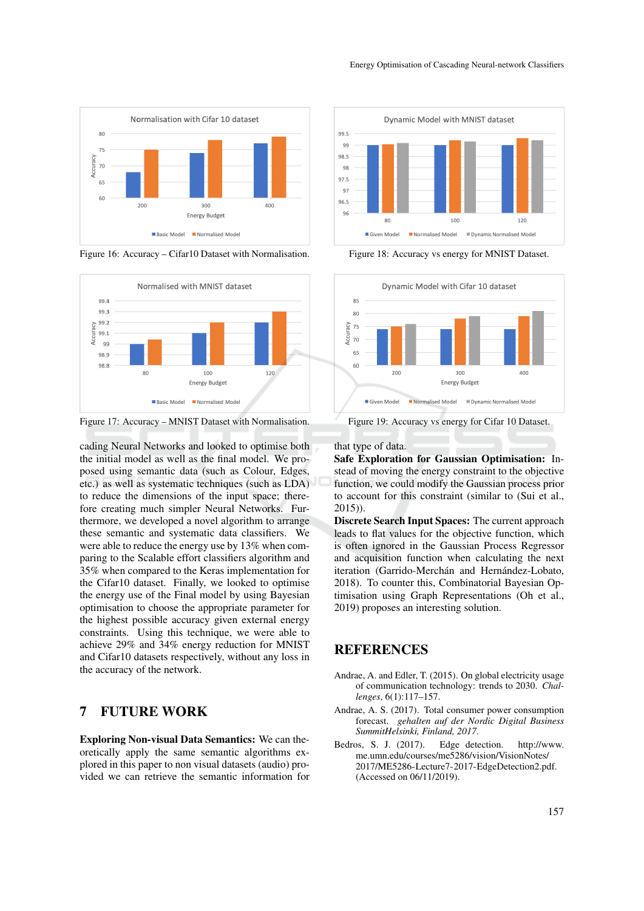Figure 16: Accuracy – Cifar10 Dataset with Normalisation.

Figure 17: Accuracy – MNIST Dataset with Normalisation.

Figure 18: Accuracy vs energy for MNIST Dataset.

Figure 19: Accuracy vs energy for Cifar 10 Dataset.

cading Neural Networks and looked to optimise both the initial model as well as the final model. We proposed using semantic data (such as Colour, Edges, etc.) as well as systematic techniques (such as LDA) to reduce the dimensions of the input space; therefore creating much simpler Neural Networks. Furthermore, we developed a novel algorithm to arrange these semantic and systematic data classifiers. We were able to reduce the energy use by 13% when comparing to the Scalable effort classifiers algorithm and 35% when compared to the Keras implementation for the Cifar10 dataset. Finally, we looked to optimise the energy use of the Final model by using Bayesian optimisation to choose the appropriate parameter for the highest possible accuracy given external energy constraints. Using this technique, we were able to achieve 29% and 34% energy reduction for MNIST and Cifar10 datasets respectively, without any loss in the accuracy of the network.

## 7 FUTURE WORK

**Exploring Non-visual Data Semantics:** We can theoretically apply the same semantic algorithms explored in this paper to non visual datasets (audio) provided we can retrieve the semantic information for that type of data.

**Safe Exploration for Gaussian Optimisation:** Instead of moving the energy constraint to the objective function, we could modify the Gaussian process prior to account for this constraint (similar to (Sui et al., 2015)).

**Discrete Search Input Spaces:** The current approach leads to flat values for the objective function, which is often ignored in the Gaussian Process Regressor and acquisition function when calculating the next iteration (Garrido-Merchán and Hernández-Lobato, 2018). To counter this, Combinatorial Bayesian Optimisation using Graph Representations (Oh et al., 2019) proposes an interesting solution.

## REFERENCES

Andrae, A. and Edler, T. (2015). On global electricity usage of communication technology: trends to 2030. *Challenges*, 6(1):117–157.

Andrae, A. S. (2017). Total consumer power consumption forecast. *gehalten auf der Nordic Digital Business SummitHelsinki, Finland, 2017*.

Bedros, S. J. (2017). Edge detection. http://www.me.umn.edu/courses/me5286/vision/VisionNotes/2017/ME5286-Lecture7-2017-EdgeDetection2.pdf. (Accessed on 06/11/2019).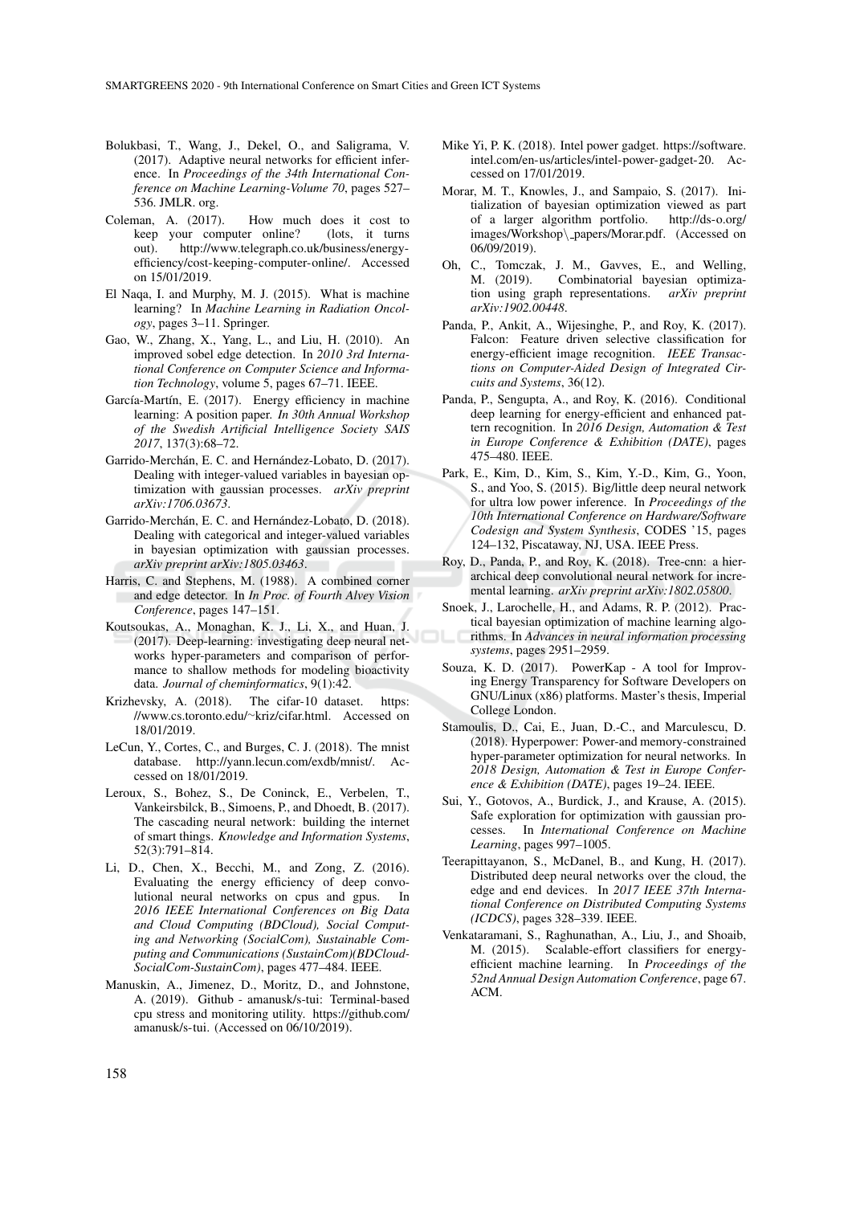Bolukbasi, T., Wang, J., Dekel, O., and Saligrama, V. (2017). Adaptive neural networks for efficient inference. In *Proceedings of the 34th International Conference on Machine Learning-Volume 70*, pages 527–536. JMLR. org.

Coleman, A. (2017). How much does it cost to keep your computer online? (lots, it turns out). http://www.telegraph.co.uk/business/energy-efficiency/cost-keeping-computer-online/. Accessed on 15/01/2019.

El Naqa, I. and Murphy, M. J. (2015). What is machine learning? In *Machine Learning in Radiation Oncology*, pages 3–11. Springer.

Gao, W., Zhang, X., Yang, L., and Liu, H. (2010). An improved sobel edge detection. In *2010 3rd International Conference on Computer Science and Information Technology*, volume 5, pages 67–71. IEEE.

García-Martín, E. (2017). Energy efficiency in machine learning: A position paper. *In 30th Annual Workshop of the Swedish Artificial Intelligence Society SAIS 2017*, 137(3):68–72.

Garrido-Merchán, E. C. and Hernández-Lobato, D. (2017). Dealing with integer-valued variables in bayesian optimization with gaussian processes. *arXiv preprint arXiv:1706.03673*.

Garrido-Merchán, E. C. and Hernández-Lobato, D. (2018). Dealing with categorical and integer-valued variables in bayesian optimization with gaussian processes. *arXiv preprint arXiv:1805.03463*.

Harris, C. and Stephens, M. (1988). A combined corner and edge detector. In *In Proc. of Fourth Alvey Vision Conference*, pages 147–151.

Koutsoukas, A., Monaghan, K. J., Li, X., and Huan, J. (2017). Deep-learning: investigating deep neural networks hyper-parameters and comparison of performance to shallow methods for modeling bioactivity data. *Journal of cheminformatics*, 9(1):42.

Krizhevsky, A. (2018). The cifar-10 dataset. https://www.cs.toronto.edu/~kriz/cifar.html. Accessed on 18/01/2019.

LeCun, Y., Cortes, C., and Burges, C. J. (2018). The mnist database. http://yann.lecun.com/exdb/mnist/. Accessed on 18/01/2019.

Leroux, S., Bohez, S., De Coninck, E., Verbelen, T., Vankeirsbilck, B., Simoens, P., and Dhoedt, B. (2017). The cascading neural network: building the internet of smart things. *Knowledge and Information Systems*, 52(3):791–814.

Li, D., Chen, X., Becchi, M., and Zong, Z. (2016). Evaluating the energy efficiency of deep convolutional neural networks on cpus and gpus. In *2016 IEEE International Conferences on Big Data and Cloud Computing (BDCloud), Social Computing and Networking (SocialCom), Sustainable Computing and Communications (SustainCom)(BDCloud-SocialCom-SustainCom)*, pages 477–484. IEEE.

Manuskin, A., Jimenez, D., Moritz, D., and Johnstone, A. (2019). Github - amanusk/s-tui: Terminal-based cpu stress and monitoring utility. https://github.com/amanusk/s-tui. (Accessed on 06/10/2019).

Mike Yi, P. K. (2018). Intel power gadget. https://software.intel.com/en-us/articles/intel-power-gadget-20. Accessed on 17/01/2019.

Morar, M. T., Knowles, J., and Sampaio, S. (2017). Initialization of bayesian optimization viewed as part of a larger algorithm portfolio. http://ds-o.org/images/Workshop\_papers/Morar.pdf. (Accessed on 06/09/2019).

Oh, C., Tomczak, J. M., Gavves, E., and Welling, M. (2019). Combinatorial bayesian optimization using graph representations. *arXiv preprint arXiv:1902.00448*.

Panda, P., Ankit, A., Wijesinghe, P., and Roy, K. (2017). Falcon: Feature driven selective classification for energy-efficient image recognition. *IEEE Transactions on Computer-Aided Design of Integrated Circuits and Systems*, 36(12).

Panda, P., Sengupta, A., and Roy, K. (2016). Conditional deep learning for energy-efficient and enhanced pattern recognition. In *2016 Design, Automation & Test in Europe Conference & Exhibition (DATE)*, pages 475–480. IEEE.

Park, E., Kim, D., Kim, S., Kim, Y.-D., Kim, G., Yoon, S., and Yoo, S. (2015). Big/little deep neural network for ultra low power inference. In *Proceedings of the 10th International Conference on Hardware/Software Codesign and System Synthesis*, CODES '15, pages 124–132, Piscataway, NJ, USA. IEEE Press.

Roy, D., Panda, P., and Roy, K. (2018). Tree-cnn: a hierarchical deep convolutional neural network for incremental learning. *arXiv preprint arXiv:1802.05800*.

Snoek, J., Larochelle, H., and Adams, R. P. (2012). Practical bayesian optimization of machine learning algorithms. In *Advances in neural information processing systems*, pages 2951–2959.

Souza, K. D. (2017). PowerKap - A tool for Improving Energy Transparency for Software Developers on GNU/Linux (x86) platforms. Master's thesis, Imperial College London.

Stamoulis, D., Cai, E., Juan, D.-C., and Marculescu, D. (2018). Hyperpower: Power-and memory-constrained hyper-parameter optimization for neural networks. In *2018 Design, Automation & Test in Europe Conference & Exhibition (DATE)*, pages 19–24. IEEE.

Sui, Y., Gotovos, A., Burdick, J., and Krause, A. (2015). Safe exploration for optimization with gaussian processes. In *International Conference on Machine Learning*, pages 997–1005.

Teerapittayanon, S., McDanel, B., and Kung, H. (2017). Distributed deep neural networks over the cloud, the edge and end devices. In *2017 IEEE 37th International Conference on Distributed Computing Systems (ICDCS)*, pages 328–339. IEEE.

Venkataramani, S., Raghunathan, A., Liu, J., and Shoaib, M. (2015). Scalable-effort classifiers for energy-efficient machine learning. In *Proceedings of the 52nd Annual Design Automation Conference*, page 67. ACM.